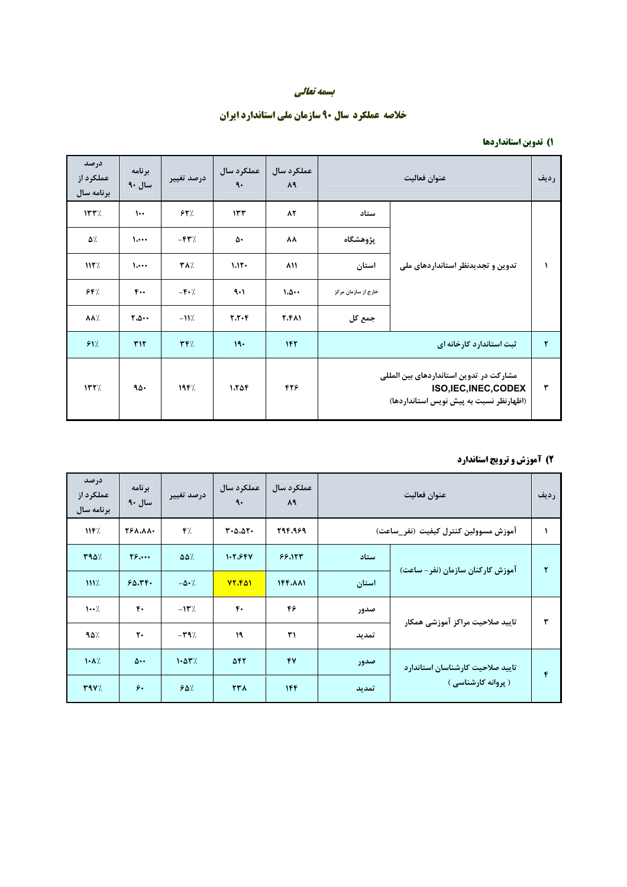بسمه تعالی

# خلاصه عملکرد سال ۹۰ سازمان ملی استاندارد ایران

## ۱) تدوین استانداردها

| ردیف | عنوان فعالیت | | عملکرد سال ۸۹ | عملکرد سال ۹۰ | درصد تغییر | برنامه سال ۹۰ | درصد عملکرد از برنامه سال |
|---|---|---|---|---|---|---|---|
| ۱ | تدوین و تجدیدنظر استانداردهای ملی | ستاد | ۸۲ | ۱۳۳ | ۶۲٪ | ۱۰۰ | ۱۳۳٪ |
| | | پژوهشگاه | ۸۸ | ۵۰ | -۴۳٪ | ۱.۰۰۰ | ۵٪ |
| | | استان | ۸۱۱ | ۱.۱۲۰ | ۳۸٪ | ۱.۰۰۰ | ۱۱۲٪ |
| | | خارج از سازمان مرکز | ۱.۵۰۰ | ۹۰۱ | -۴۰٪ | ۴۰۰ | ۶۴٪ |
| | | جمع کل | ۲.۴۸۱ | ۲.۲۰۴ | -۱۱٪ | ۲.۵۰۰ | ۸۸٪ |
| ۲ | ثبت استاندارد کارخانه ای | | ۱۴۲ | ۱۹۰ | ۳۴٪ | ۳۱۲ | ۶۱٪ |
| ۳ | مشارکت در تدوین استانداردهای بین المللی ISO,IEC,INEC,CODEX (اظهارنظر نسبت به پیش نویس استانداردها) | | ۴۲۶ | ۱.۲۵۴ | ۱۹۴٪ | ۹۵۰ | ۱۳۲٪ |

## ۲) آموزش و ترویج استاندارد

| ردیف | عنوان فعالیت | | عملکرد سال ۸۹ | عملکرد سال ۹۰ | درصد تغییر | برنامه سال ۹۰ | درصد عملکرد از برنامه سال |
|---|---|---|---|---|---|---|---|
| ۱ | آموزش مسوولین کنترل کیفیت (نفر_ساعت) | | ۲۹۴.۹۶۹ | ۳۰۵.۵۲۰ | ۴٪ | ۲۶۸.۸۸۰ | ۱۱۴٪ |
| ۲ | آموزش کارکنان سازمان (نفر- ساعت) | ستاد | ۶۶.۱۲۳ | ۱۰۲.۶۴۷ | ۵۵٪ | ۲۶.۰۰۰ | ۳۹۵٪ |
| | | استان | ۱۴۴.۸۸۱ | ۷۲.۴۵۱ | -۵۰٪ | ۶۵.۳۴۰ | ۱۱۱٪ |
| ۳ | تایید صلاحیت مراکز آموزشی همکار | صدور | ۴۶ | ۴۰ | -۱۳٪ | ۴۰ | ۱۰۰٪ |
| | | تمدید | ۳۱ | ۱۹ | -۳۹٪ | ۲۰ | ۹۵٪ |
| ۴ | تایید صلاحیت کارشناسان استاندارد ( پروانه کارشناسی ) | صدور | ۴۷ | ۵۴۲ | ۱۰۵۳٪ | ۵۰۰ | ۱۰۸٪ |
| | | تمدید | ۱۴۴ | ۲۳۸ | ۶۵٪ | ۶۰ | ۳۹۷٪ |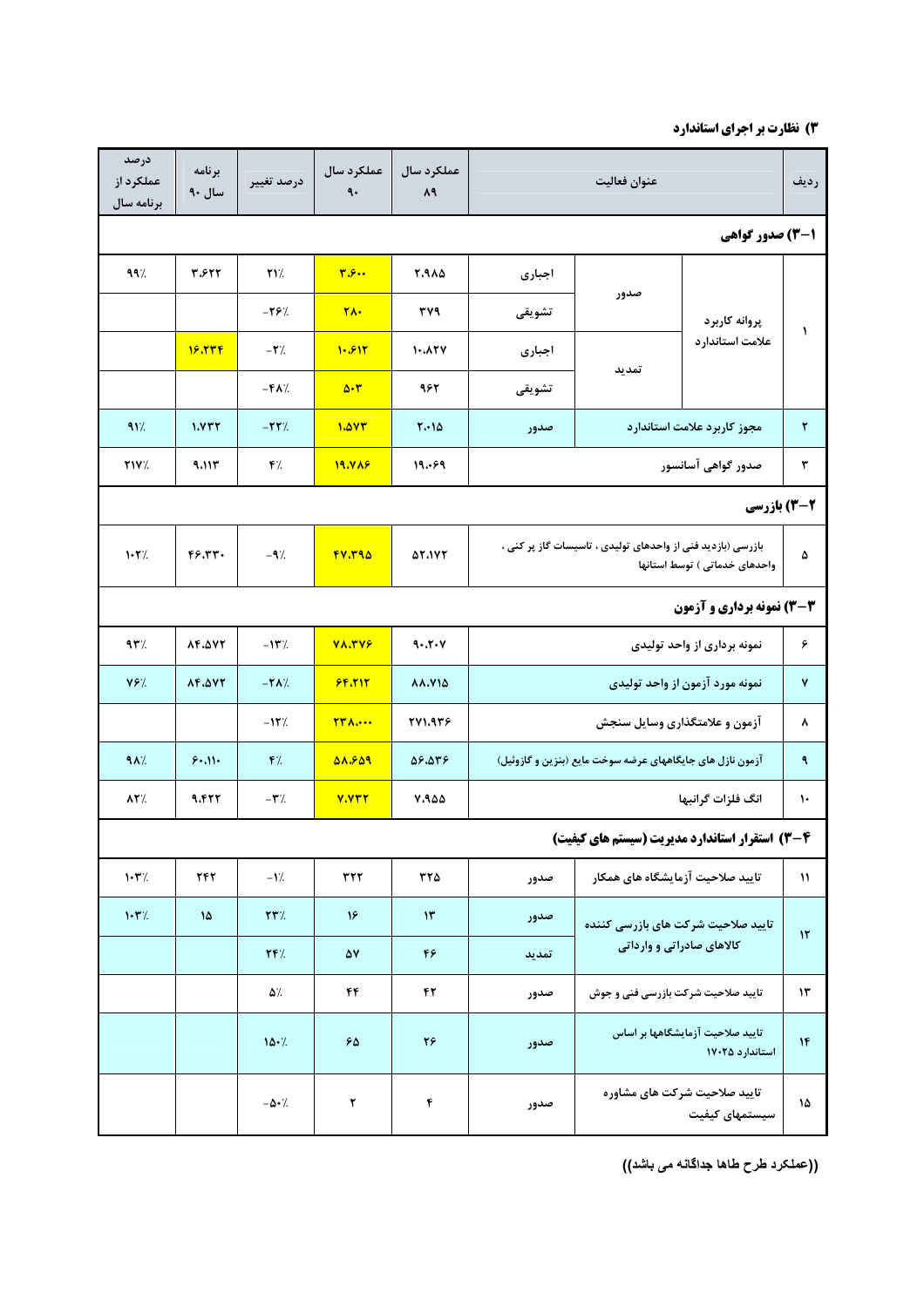### ۳) نظارت بر اجرای استاندارد

| ردیف | عنوان فعالیت | | | عملکرد سال ۸۹ | عملکرد سال ۹۰ | درصد تغییر | برنامه سال ۹۰ | درصد عملکرد از برنامه سال |
|---|---|---|---|---|---|---|---|---|
| **۳-۱) صدور گواهی** | | | | | | | | |
| ۱ | پروانه کاربرد علامت استاندارد | صدور | اجباری | ۲.۹۸۵ | ۳.۶۰۰ | ۲۱٪ | ۳.۶۲۲ | ۹۹٪ |
| | | | تشویقی | ۳۷۹ | ۲۸۰ | -۲۶٪ | | |
| | | تمدید | اجباری | ۱۰.۸۲۷ | ۱۰.۶۱۲ | -۲٪ | ۱۶.۲۳۴ | |
| | | | تشویقی | ۹۶۲ | ۵۰۳ | -۴۸٪ | | |
| ۲ | مجوز کاربرد علامت استاندارد | | صدور | ۲.۰۱۵ | ۱.۵۷۳ | -۲۲٪ | ۱.۷۳۲ | ۹۱٪ |
| ۳ | صدور گواهی آسانسور | | | ۱۹.۰۶۹ | ۱۹.۷۸۶ | ۴٪ | ۹.۱۱۳ | ۲۱۷٪ |
| **۳-۲) بازرسی** | | | | | | | | |
| ۵ | بازرسی (بازدید فنی از واحدهای تولیدی ، تاسیسات گاز پر کنی ، واحدهای خدماتی ) توسط استانها | | | ۵۲.۱۷۲ | ۴۷.۳۹۵ | -۹٪ | ۴۶.۳۳۰ | ۱۰۲٪ |
| **۳-۳) نمونه برداری و آزمون** | | | | | | | | |
| ۶ | نمونه برداری از واحد تولیدی | | | ۹۰.۲۰۷ | ۷۸.۳۷۶ | -۱۳٪ | ۸۴.۵۷۲ | ۹۳٪ |
| ۷ | نمونه مورد آزمون از واحد تولیدی | | | ۸۸.۷۱۵ | ۶۴.۲۱۲ | -۲۸٪ | ۸۴.۵۷۲ | ۷۶٪ |
| ۸ | آزمون و علامتگذاری وسایل سنجش | | | ۲۷۱.۹۳۶ | ۲۳۸.۰۰۰ | -۱۲٪ | | |
| ۹ | آزمون نازل های جایگاههای عرضه سوخت مایع (بنزین و گازوئیل) | | | ۵۶.۵۳۶ | ۵۸.۶۵۹ | ۴٪ | ۶۰.۱۱۰ | ۹۸٪ |
| ۱۰ | انگ فلزات گرانبها | | | ۷.۹۵۵ | ۷.۷۳۲ | -۳٪ | ۹.۴۲۲ | ۸۲٪ |
| **۳-۴) استقرار استاندارد مدیریت (سیستم های کیفیت)** | | | | | | | | |
| ۱۱ | تایید صلاحیت آزمایشگاه های همکار | | صدور | ۳۲۵ | ۳۲۲ | -۱٪ | ۲۴۲ | ۱۰۳٪ |
| ۱۲ | تایید صلاحیت شرکت های بازرسی کننده کالاهای صادراتی و وارداتی | | صدور | ۱۳ | ۱۶ | ۲۳٪ | ۱۵ | ۱۰۳٪ |
| | | | تمدید | ۴۶ | ۵۷ | ۲۴٪ | | |
| ۱۳ | تایید صلاحیت شرکت بازرسی فنی و جوش | | صدور | ۴۲ | ۴۴ | ۵٪ | | |
| ۱۴ | تایید صلاحیت آزمایشگاهها بر اساس استاندارد ۱۷۰۲۵ | | صدور | ۲۶ | ۶۵ | ۱۵۰٪ | | |
| ۱۵ | تایید صلاحیت شرکت های مشاوره سیستمهای کیفیت | | صدور | ۴ | ۲ | -۵۰٪ | | |

**((عملکرد طرح طاها جداگانه می باشد))**